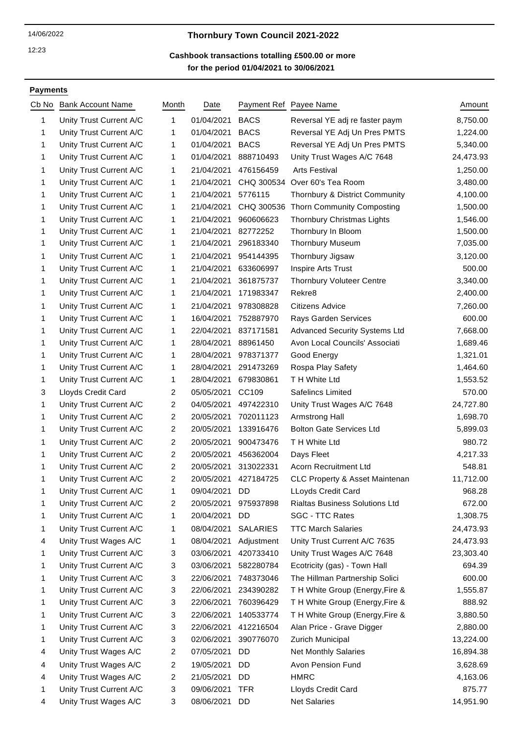14/06/2022

12:23

# Thornbury Town Council 2021-2022

## Cashbook transactions totalling £500.00 or more for the period 01/04/2021 to 30/06/2021

**Payments**

| Cb No | Bank Account Name | Month | Date | Payment Ref | Payee Name | Amount |
|---|---|---|---|---|---|---|
| 1 | Unity Trust Current A/C | 1 | 01/04/2021 | BACS | Reversal YE adj re faster paym | 8,750.00 |
| 1 | Unity Trust Current A/C | 1 | 01/04/2021 | BACS | Reversal YE Adj Un Pres PMTS | 1,224.00 |
| 1 | Unity Trust Current A/C | 1 | 01/04/2021 | BACS | Reversal YE Adj Un Pres PMTS | 5,340.00 |
| 1 | Unity Trust Current A/C | 1 | 01/04/2021 | 888710493 | Unity Trust Wages A/C 7648 | 24,473.93 |
| 1 | Unity Trust Current A/C | 1 | 21/04/2021 | 476156459 | Arts Festival | 1,250.00 |
| 1 | Unity Trust Current A/C | 1 | 21/04/2021 | CHQ 300534 | Over 60's Tea Room | 3,480.00 |
| 1 | Unity Trust Current A/C | 1 | 21/04/2021 | 5776115 | Thornbury & District Community | 4,100.00 |
| 1 | Unity Trust Current A/C | 1 | 21/04/2021 | CHQ 300536 | Thorn Community Composting | 1,500.00 |
| 1 | Unity Trust Current A/C | 1 | 21/04/2021 | 960606623 | Thornbury Christmas Lights | 1,546.00 |
| 1 | Unity Trust Current A/C | 1 | 21/04/2021 | 82772252 | Thornbury In Bloom | 1,500.00 |
| 1 | Unity Trust Current A/C | 1 | 21/04/2021 | 296183340 | Thornbury Museum | 7,035.00 |
| 1 | Unity Trust Current A/C | 1 | 21/04/2021 | 954144395 | Thornbury Jigsaw | 3,120.00 |
| 1 | Unity Trust Current A/C | 1 | 21/04/2021 | 633606997 | Inspire Arts Trust | 500.00 |
| 1 | Unity Trust Current A/C | 1 | 21/04/2021 | 361875737 | Thornbury Voluteer Centre | 3,340.00 |
| 1 | Unity Trust Current A/C | 1 | 21/04/2021 | 171983347 | Rekre8 | 2,400.00 |
| 1 | Unity Trust Current A/C | 1 | 21/04/2021 | 978308828 | Citizens Advice | 7,260.00 |
| 1 | Unity Trust Current A/C | 1 | 16/04/2021 | 752887970 | Rays Garden Services | 600.00 |
| 1 | Unity Trust Current A/C | 1 | 22/04/2021 | 837171581 | Advanced Security Systems Ltd | 7,668.00 |
| 1 | Unity Trust Current A/C | 1 | 28/04/2021 | 88961450 | Avon Local Councils' Associati | 1,689.46 |
| 1 | Unity Trust Current A/C | 1 | 28/04/2021 | 978371377 | Good Energy | 1,321.01 |
| 1 | Unity Trust Current A/C | 1 | 28/04/2021 | 291473269 | Rospa Play Safety | 1,464.60 |
| 1 | Unity Trust Current A/C | 1 | 28/04/2021 | 679830861 | T H White Ltd | 1,553.52 |
| 3 | Lloyds Credit Card | 2 | 05/05/2021 | CC109 | Safelincs Limited | 570.00 |
| 1 | Unity Trust Current A/C | 2 | 04/05/2021 | 497422310 | Unity Trust Wages A/C 7648 | 24,727.80 |
| 1 | Unity Trust Current A/C | 2 | 20/05/2021 | 702011123 | Armstrong Hall | 1,698.70 |
| 1 | Unity Trust Current A/C | 2 | 20/05/2021 | 133916476 | Bolton Gate Services Ltd | 5,899.03 |
| 1 | Unity Trust Current A/C | 2 | 20/05/2021 | 900473476 | T H White Ltd | 980.72 |
| 1 | Unity Trust Current A/C | 2 | 20/05/2021 | 456362004 | Days Fleet | 4,217.33 |
| 1 | Unity Trust Current A/C | 2 | 20/05/2021 | 313022331 | Acorn Recruitment Ltd | 548.81 |
| 1 | Unity Trust Current A/C | 2 | 20/05/2021 | 427184725 | CLC Property & Asset Maintenan | 11,712.00 |
| 1 | Unity Trust Current A/C | 1 | 09/04/2021 | DD | LLoyds Credit Card | 968.28 |
| 1 | Unity Trust Current A/C | 2 | 20/05/2021 | 975937898 | Rialtas Business Solutions Ltd | 672.00 |
| 1 | Unity Trust Current A/C | 1 | 20/04/2021 | DD | SGC - TTC Rates | 1,308.75 |
| 1 | Unity Trust Current A/C | 1 | 08/04/2021 | SALARIES | TTC March Salaries | 24,473.93 |
| 4 | Unity Trust Wages A/C | 1 | 08/04/2021 | Adjustment | Unity Trust Current A/C 7635 | 24,473.93 |
| 1 | Unity Trust Current A/C | 3 | 03/06/2021 | 420733410 | Unity Trust Wages A/C 7648 | 23,303.40 |
| 1 | Unity Trust Current A/C | 3 | 03/06/2021 | 582280784 | Ecotricity (gas) - Town Hall | 694.39 |
| 1 | Unity Trust Current A/C | 3 | 22/06/2021 | 748373046 | The Hillman Partnership Solici | 600.00 |
| 1 | Unity Trust Current A/C | 3 | 22/06/2021 | 234390282 | T H White Group (Energy,Fire & | 1,555.87 |
| 1 | Unity Trust Current A/C | 3 | 22/06/2021 | 760396429 | T H White Group (Energy,Fire & | 888.92 |
| 1 | Unity Trust Current A/C | 3 | 22/06/2021 | 140533774 | T H White Group (Energy,Fire & | 3,880.50 |
| 1 | Unity Trust Current A/C | 3 | 22/06/2021 | 412216504 | Alan Price - Grave Digger | 2,880.00 |
| 1 | Unity Trust Current A/C | 3 | 02/06/2021 | 390776070 | Zurich Municipal | 13,224.00 |
| 4 | Unity Trust Wages A/C | 2 | 07/05/2021 | DD | Net Monthly Salaries | 16,894.38 |
| 4 | Unity Trust Wages A/C | 2 | 19/05/2021 | DD | Avon Pension Fund | 3,628.69 |
| 4 | Unity Trust Wages A/C | 2 | 21/05/2021 | DD | HMRC | 4,163.06 |
| 1 | Unity Trust Current A/C | 3 | 09/06/2021 | TFR | Lloyds Credit Card | 875.77 |
| 4 | Unity Trust Wages A/C | 3 | 08/06/2021 | DD | Net Salaries | 14,951.90 |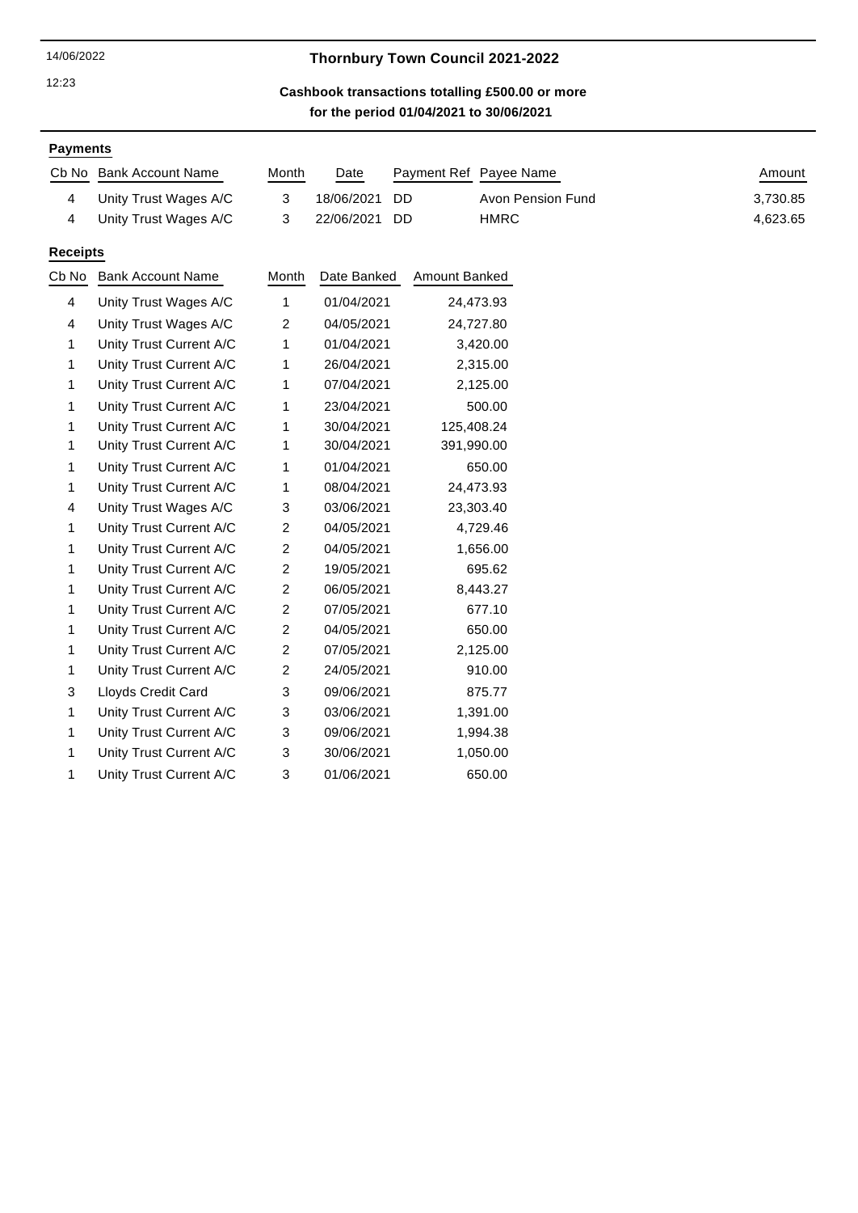14/06/2022

12:23

# Thornbury Town Council 2021-2022

## Cashbook transactions totalling £500.00 or more for the period 01/04/2021 to 30/06/2021

### Payments

| Cb No | Bank Account Name | Month | Date | Payment Ref | Payee Name | Amount |
|---|---|---|---|---|---|---|
| 4 | Unity Trust Wages A/C | 3 | 18/06/2021 | DD | Avon Pension Fund | 3,730.85 |
| 4 | Unity Trust Wages A/C | 3 | 22/06/2021 | DD | HMRC | 4,623.65 |

### Receipts

| Cb No | Bank Account Name | Month | Date Banked | Amount Banked |
|---|---|---|---|---|
| 4 | Unity Trust Wages A/C | 1 | 01/04/2021 | 24,473.93 |
| 4 | Unity Trust Wages A/C | 2 | 04/05/2021 | 24,727.80 |
| 1 | Unity Trust Current A/C | 1 | 01/04/2021 | 3,420.00 |
| 1 | Unity Trust Current A/C | 1 | 26/04/2021 | 2,315.00 |
| 1 | Unity Trust Current A/C | 1 | 07/04/2021 | 2,125.00 |
| 1 | Unity Trust Current A/C | 1 | 23/04/2021 | 500.00 |
| 1 | Unity Trust Current A/C | 1 | 30/04/2021 | 125,408.24 |
| 1 | Unity Trust Current A/C | 1 | 30/04/2021 | 391,990.00 |
| 1 | Unity Trust Current A/C | 1 | 01/04/2021 | 650.00 |
| 1 | Unity Trust Current A/C | 1 | 08/04/2021 | 24,473.93 |
| 4 | Unity Trust Wages A/C | 3 | 03/06/2021 | 23,303.40 |
| 1 | Unity Trust Current A/C | 2 | 04/05/2021 | 4,729.46 |
| 1 | Unity Trust Current A/C | 2 | 04/05/2021 | 1,656.00 |
| 1 | Unity Trust Current A/C | 2 | 19/05/2021 | 695.62 |
| 1 | Unity Trust Current A/C | 2 | 06/05/2021 | 8,443.27 |
| 1 | Unity Trust Current A/C | 2 | 07/05/2021 | 677.10 |
| 1 | Unity Trust Current A/C | 2 | 04/05/2021 | 650.00 |
| 1 | Unity Trust Current A/C | 2 | 07/05/2021 | 2,125.00 |
| 1 | Unity Trust Current A/C | 2 | 24/05/2021 | 910.00 |
| 3 | Lloyds Credit Card | 3 | 09/06/2021 | 875.77 |
| 1 | Unity Trust Current A/C | 3 | 03/06/2021 | 1,391.00 |
| 1 | Unity Trust Current A/C | 3 | 09/06/2021 | 1,994.38 |
| 1 | Unity Trust Current A/C | 3 | 30/06/2021 | 1,050.00 |
| 1 | Unity Trust Current A/C | 3 | 01/06/2021 | 650.00 |